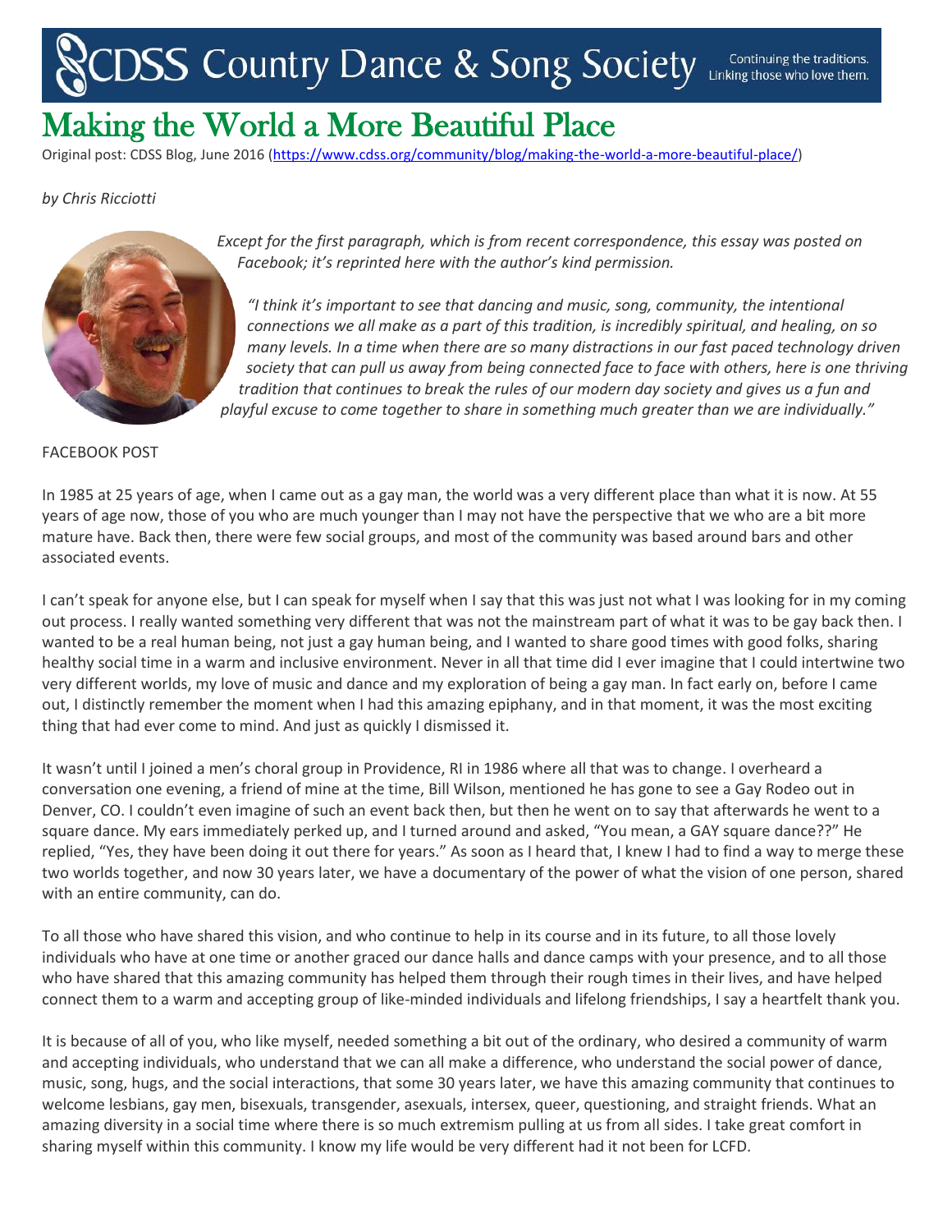CDSS Country Dance & Song Society — Continuing the traditions. Linking those who love them.

# Making the World a More Beautiful Place

Original post: CDSS Blog, June 2016 (https://www.cdss.org/community/blog/making-the-world-a-more-beautiful-place/)

*by Chris Ricciotti*

*Except for the first paragraph, which is from recent correspondence, this essay was posted on Facebook; it's reprinted here with the author's kind permission.*

*"I think it's important to see that dancing and music, song, community, the intentional connections we all make as a part of this tradition, is incredibly spiritual, and healing, on so many levels. In a time when there are so many distractions in our fast paced technology driven society that can pull us away from being connected face to face with others, here is one thriving tradition that continues to break the rules of our modern day society and gives us a fun and playful excuse to come together to share in something much greater than we are individually."*

FACEBOOK POST

In 1985 at 25 years of age, when I came out as a gay man, the world was a very different place than what it is now. At 55 years of age now, those of you who are much younger than I may not have the perspective that we who are a bit more mature have. Back then, there were few social groups, and most of the community was based around bars and other associated events.

I can't speak for anyone else, but I can speak for myself when I say that this was just not what I was looking for in my coming out process. I really wanted something very different that was not the mainstream part of what it was to be gay back then. I wanted to be a real human being, not just a gay human being, and I wanted to share good times with good folks, sharing healthy social time in a warm and inclusive environment. Never in all that time did I ever imagine that I could intertwine two very different worlds, my love of music and dance and my exploration of being a gay man. In fact early on, before I came out, I distinctly remember the moment when I had this amazing epiphany, and in that moment, it was the most exciting thing that had ever come to mind. And just as quickly I dismissed it.

It wasn't until I joined a men's choral group in Providence, RI in 1986 where all that was to change. I overheard a conversation one evening, a friend of mine at the time, Bill Wilson, mentioned he has gone to see a Gay Rodeo out in Denver, CO. I couldn't even imagine of such an event back then, but then he went on to say that afterwards he went to a square dance. My ears immediately perked up, and I turned around and asked, "You mean, a GAY square dance??" He replied, "Yes, they have been doing it out there for years." As soon as I heard that, I knew I had to find a way to merge these two worlds together, and now 30 years later, we have a documentary of the power of what the vision of one person, shared with an entire community, can do.

To all those who have shared this vision, and who continue to help in its course and in its future, to all those lovely individuals who have at one time or another graced our dance halls and dance camps with your presence, and to all those who have shared that this amazing community has helped them through their rough times in their lives, and have helped connect them to a warm and accepting group of like-minded individuals and lifelong friendships, I say a heartfelt thank you.

It is because of all of you, who like myself, needed something a bit out of the ordinary, who desired a community of warm and accepting individuals, who understand that we can all make a difference, who understand the social power of dance, music, song, hugs, and the social interactions, that some 30 years later, we have this amazing community that continues to welcome lesbians, gay men, bisexuals, transgender, asexuals, intersex, queer, questioning, and straight friends. What an amazing diversity in a social time where there is so much extremism pulling at us from all sides. I take great comfort in sharing myself within this community. I know my life would be very different had it not been for LCFD.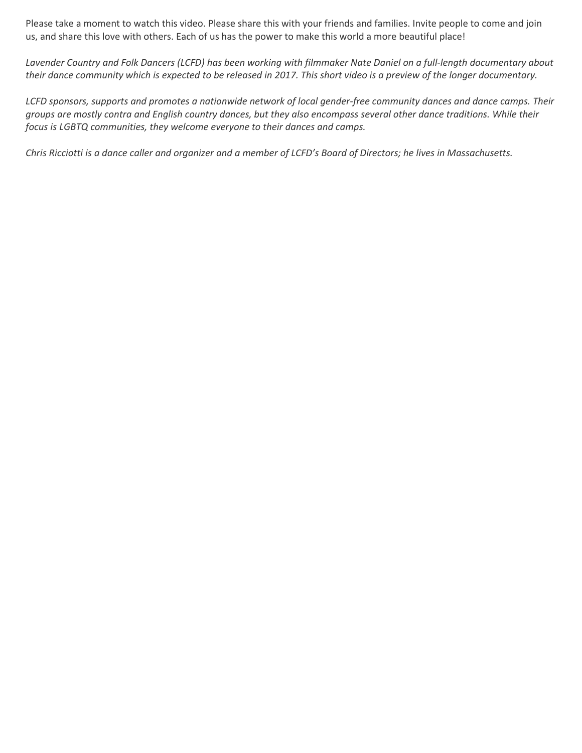Please take a moment to watch this video. Please share this with your friends and families. Invite people to come and join us, and share this love with others. Each of us has the power to make this world a more beautiful place!

*Lavender Country and Folk Dancers (LCFD) has been working with filmmaker Nate Daniel on a full-length documentary about their dance community which is expected to be released in 2017. This short video is a preview of the longer documentary.*

*LCFD sponsors, supports and promotes a nationwide network of local gender-free community dances and dance camps. Their groups are mostly contra and English country dances, but they also encompass several other dance traditions. While their focus is LGBTQ communities, they welcome everyone to their dances and camps.*

*Chris Ricciotti is a dance caller and organizer and a member of LCFD's Board of Directors; he lives in Massachusetts.*